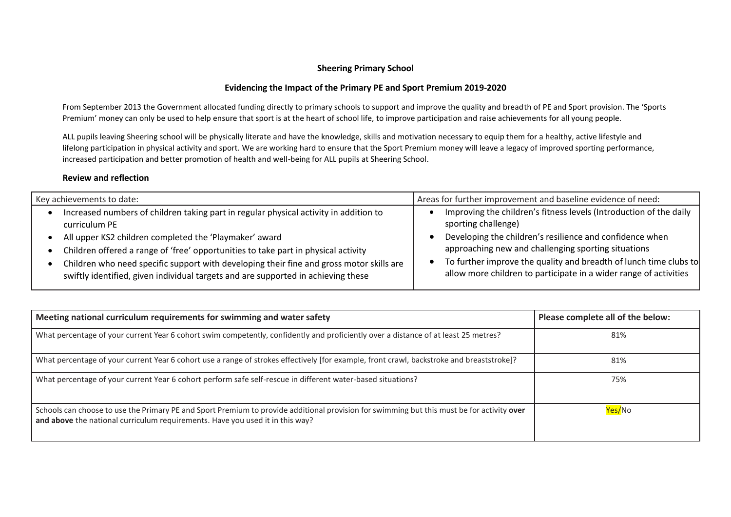# Sheering Primary School

## Evidencing the Impact of the Primary PE and Sport Premium 2019-2020

From September 2013 the Government allocated funding directly to primary schools to support and improve the quality and breadth of PE and Sport provision. The 'Sports Premium' money can only be used to help ensure that sport is at the heart of school life, to improve participation and raise achievements for all young people.

ALL pupils leaving Sheering school will be physically literate and have the knowledge, skills and motivation necessary to equip them for a healthy, active lifestyle and lifelong participation in physical activity and sport. We are working hard to ensure that the Sport Premium money will leave a legacy of improved sporting performance, increased participation and better promotion of health and well-being for ALL pupils at Sheering School.

### Review and reflection

| Key achievements to date: | Areas for further improvement and baseline evidence of need: |
|---|---|
| • Increased numbers of children taking part in regular physical activity in addition to curriculum PE<br>• All upper KS2 children completed the 'Playmaker' award<br>• Children offered a range of 'free' opportunities to take part in physical activity<br>• Children who need specific support with developing their fine and gross motor skills are swiftly identified, given individual targets and are supported in achieving these | • Improving the children's fitness levels (Introduction of the daily sporting challenge)<br>• Developing the children's resilience and confidence when approaching new and challenging sporting situations<br>• To further improve the quality and breadth of lunch time clubs to allow more children to participate in a wider range of activities |

| **Meeting national curriculum requirements for swimming and water safety** | **Please complete all of the below:** |
|---|---|
| What percentage of your current Year 6 cohort swim competently, confidently and proficiently over a distance of at least 25 metres? | 81% |
| What percentage of your current Year 6 cohort use a range of strokes effectively [for example, front crawl, backstroke and breaststroke]? | 81% |
| What percentage of your current Year 6 cohort perform safe self-rescue in different water-based situations? | 75% |
| Schools can choose to use the Primary PE and Sport Premium to provide additional provision for swimming but this must be for activity **over and above** the national curriculum requirements. Have you used it in this way? | Yes/No |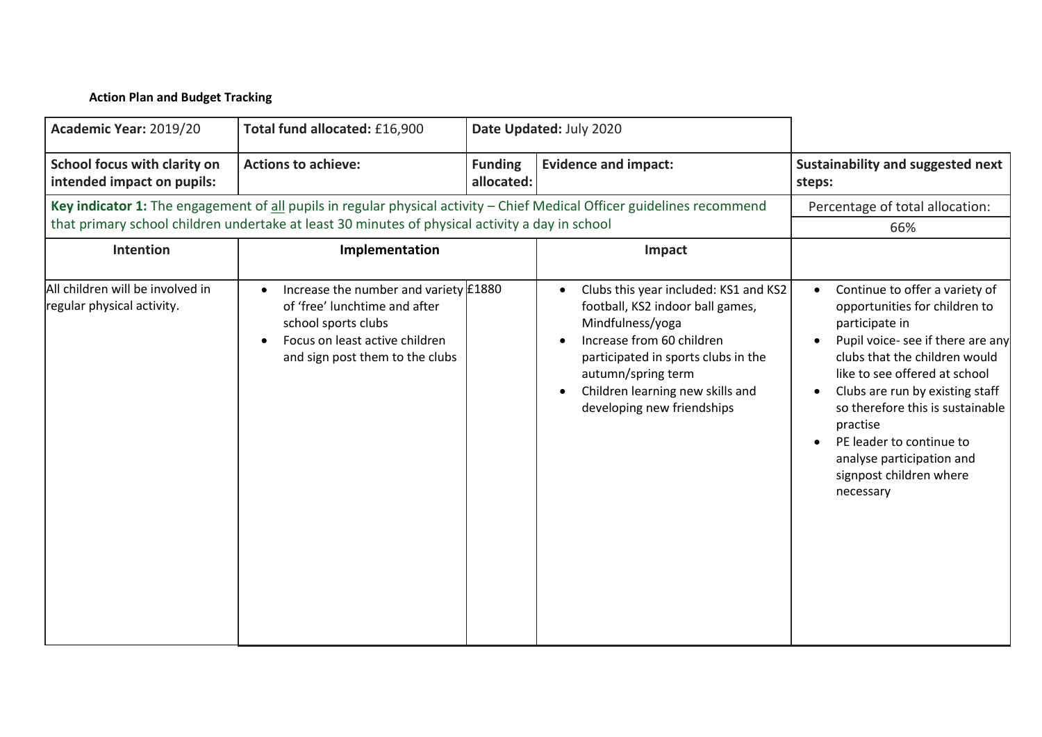**Action Plan and Budget Tracking**

| **Academic Year:** 2019/20 | **Total fund allocated:** £16,900 | **Date Updated:** July 2020 | | |
|---|---|---|---|---|
| **School focus with clarity on intended impact on pupils:** | **Actions to achieve:** | **Funding allocated:** | **Evidence and impact:** | **Sustainability and suggested next steps:** |
| **Key indicator 1:** The engagement of all pupils in regular physical activity – Chief Medical Officer guidelines recommend that primary school children undertake at least 30 minutes of physical activity a day in school | | | | Percentage of total allocation: 66% |
| **Intention** | **Implementation** | | **Impact** | |
| All children will be involved in regular physical activity. | • Increase the number and variety of 'free' lunchtime and after school sports clubs<br>• Focus on least active children and sign post them to the clubs | £1880 | • Clubs this year included: KS1 and KS2 football, KS2 indoor ball games, Mindfulness/yoga<br>• Increase from 60 children participated in sports clubs in the autumn/spring term<br>• Children learning new skills and developing new friendships | • Continue to offer a variety of opportunities for children to participate in<br>• Pupil voice- see if there are any clubs that the children would like to see offered at school<br>• Clubs are run by existing staff so therefore this is sustainable practise<br>• PE leader to continue to analyse participation and signpost children where necessary |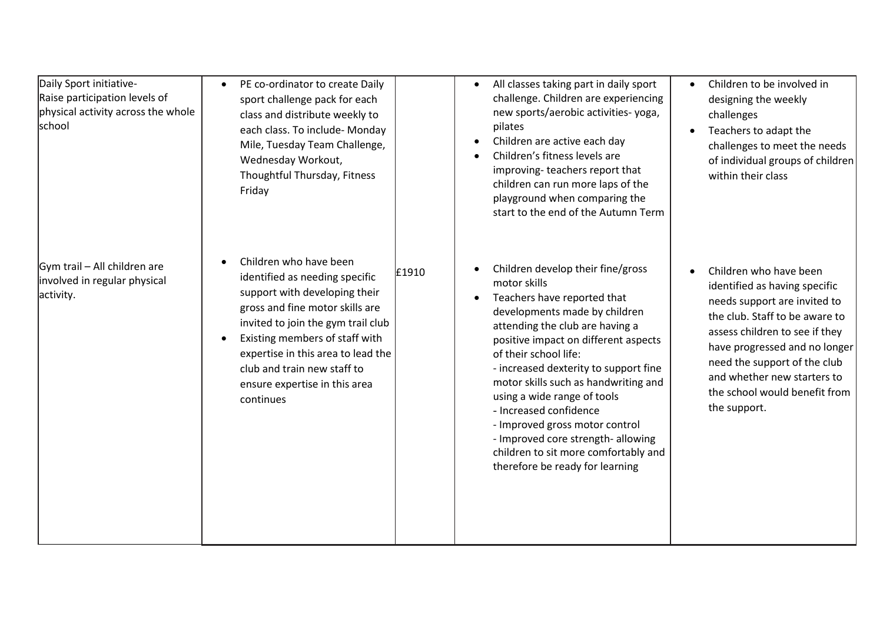| | | | | |
|---|---|---|---|---|
| Daily Sport initiative- Raise participation levels of physical activity across the whole school | • PE co-ordinator to create Daily sport challenge pack for each class and distribute weekly to each class. To include- Monday Mile, Tuesday Team Challenge, Wednesday Workout, Thoughtful Thursday, Fitness Friday | | • All classes taking part in daily sport challenge. Children are experiencing new sports/aerobic activities- yoga, pilates<br>• Children are active each day<br>• Children's fitness levels are improving- teachers report that children can run more laps of the playground when comparing the start to the end of the Autumn Term | • Children to be involved in designing the weekly challenges<br>• Teachers to adapt the challenges to meet the needs of individual groups of children within their class |
| Gym trail – All children are involved in regular physical activity. | • Children who have been identified as needing specific support with developing their gross and fine motor skills are invited to join the gym trail club<br>• Existing members of staff with expertise in this area to lead the club and train new staff to ensure expertise in this area continues | £1910 | • Children develop their fine/gross motor skills<br>• Teachers have reported that developments made by children attending the club are having a positive impact on different aspects of their school life:<br>- increased dexterity to support fine motor skills such as handwriting and using a wide range of tools<br>- Increased confidence<br>- Improved gross motor control<br>- Improved core strength- allowing children to sit more comfortably and therefore be ready for learning | • Children who have been identified as having specific needs support are invited to the club. Staff to be aware to assess children to see if they have progressed and no longer need the support of the club and whether new starters to the school would benefit from the support. |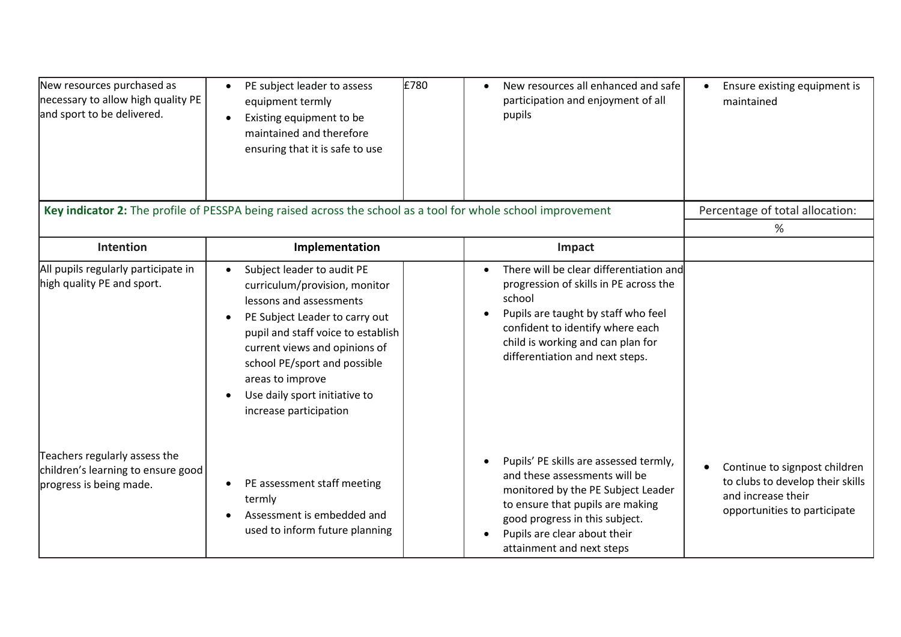| Intention | Implementation | Funding | Impact | Next steps |
|---|---|---|---|---|
| New resources purchased as necessary to allow high quality PE and sport to be delivered. | • PE subject leader to assess equipment termly<br>• Existing equipment to be maintained and therefore ensuring that it is safe to use | £780 | • New resources all enhanced and safe participation and enjoyment of all pupils | • Ensure existing equipment is maintained |

| **Key indicator 2:** The profile of PESSPA being raised across the school as a tool for whole school improvement | | | | Percentage of total allocation: |
|---|---|---|---|---|
| | | | | % |
| **Intention** | **Implementation** | | **Impact** | |
| All pupils regularly participate in high quality PE and sport. | • Subject leader to audit PE curriculum/provision, monitor lessons and assessments<br>• PE Subject Leader to carry out pupil and staff voice to establish current views and opinions of school PE/sport and possible areas to improve<br>• Use daily sport initiative to increase participation | | • There will be clear differentiation and progression of skills in PE across the school<br>• Pupils are taught by staff who feel confident to identify where each child is working and can plan for differentiation and next steps. | |
| Teachers regularly assess the children's learning to ensure good progress is being made. | • PE assessment staff meeting termly<br>• Assessment is embedded and used to inform future planning | | • Pupils' PE skills are assessed termly, and these assessments will be monitored by the PE Subject Leader to ensure that pupils are making good progress in this subject.<br>• Pupils are clear about their attainment and next steps | • Continue to signpost children to clubs to develop their skills and increase their opportunities to participate |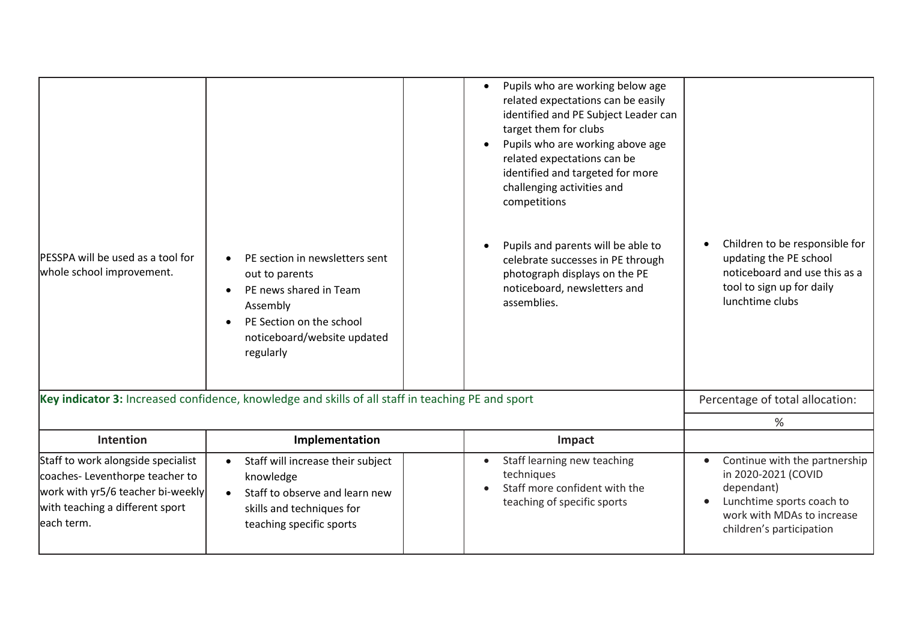| | | | | |
|---|---|---|---|---|
| PESSPA will be used as a tool for whole school improvement. | • PE section in newsletters sent out to parents<br>• PE news shared in Team Assembly<br>• PE Section on the school noticeboard/website updated regularly | | • Pupils who are working below age related expectations can be easily identified and PE Subject Leader can target them for clubs<br>• Pupils who are working above age related expectations can be identified and targeted for more challenging activities and competitions<br><br>• Pupils and parents will be able to celebrate successes in PE through photograph displays on the PE noticeboard, newsletters and assemblies. | • Children to be responsible for updating the PE school noticeboard and use this as a tool to sign up for daily lunchtime clubs |

| **Key indicator 3:** Increased confidence, knowledge and skills of all staff in teaching PE and sport | | | | Percentage of total allocation: |
|---|---|---|---|---|
| | | | | % |
| **Intention** | **Implementation** | | **Impact** | |
| Staff to work alongside specialist coaches- Leventhorpe teacher to work with yr5/6 teacher bi-weekly with teaching a different sport each term. | • Staff will increase their subject knowledge<br>• Staff to observe and learn new skills and techniques for teaching specific sports | | • Staff learning new teaching techniques<br>• Staff more confident with the teaching of specific sports | • Continue with the partnership in 2020-2021 (COVID dependant)<br>• Lunchtime sports coach to work with MDAs to increase children's participation |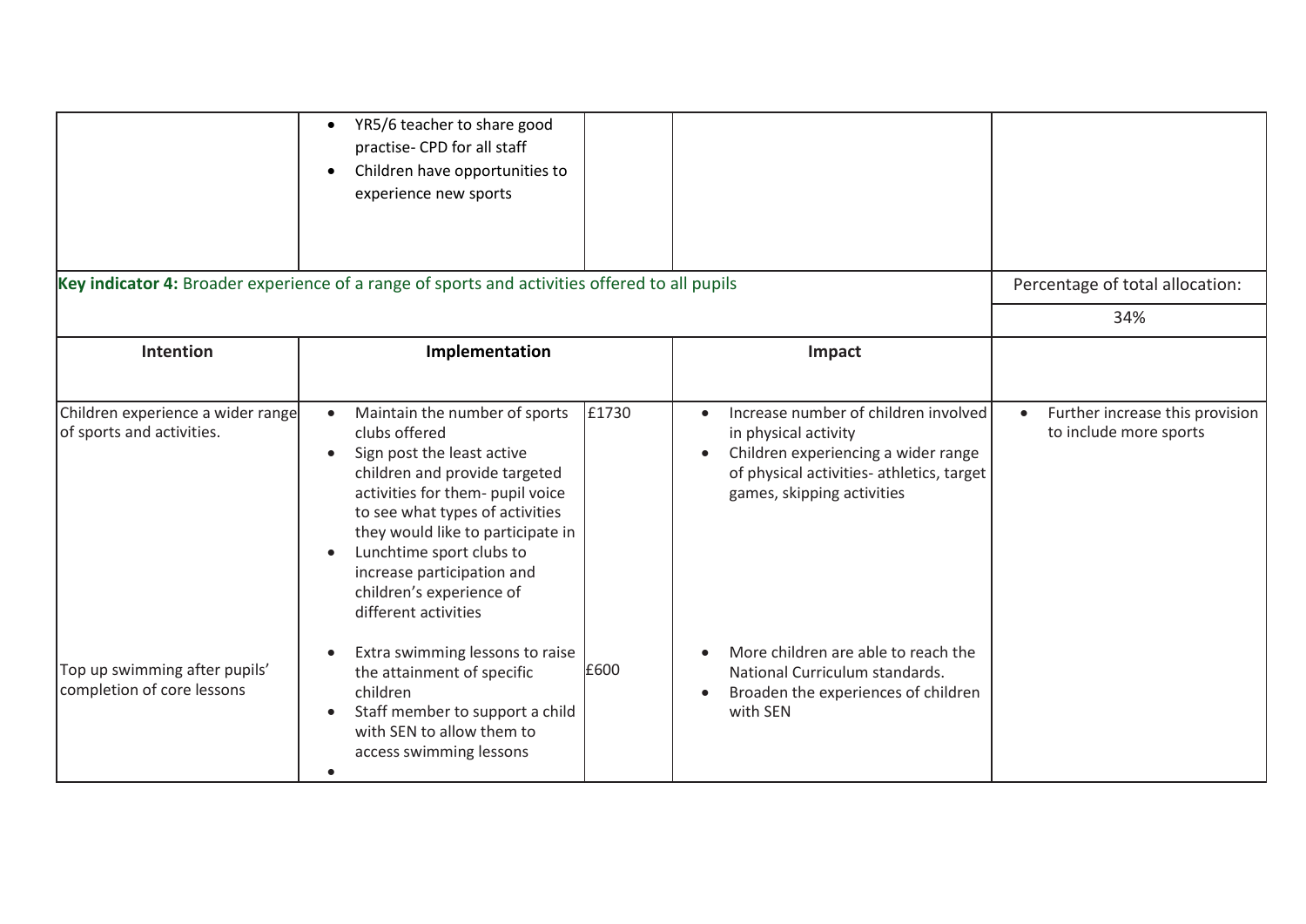| | | | | |
|---|---|---|---|---|
| | • YR5/6 teacher to share good practise- CPD for all staff<br>• Children have opportunities to experience new sports | | | |

| **Key indicator 4:** Broader experience of a range of sports and activities offered to all pupils | | | | Percentage of total allocation: |
|---|---|---|---|---|
| | | | | 34% |
| **Intention** | **Implementation** | | **Impact** | |
| Children experience a wider range of sports and activities. | • Maintain the number of sports clubs offered<br>• Sign post the least active children and provide targeted activities for them- pupil voice to see what types of activities they would like to participate in<br>• Lunchtime sport clubs to increase participation and children's experience of different activities | £1730 | • Increase number of children involved in physical activity<br>• Children experiencing a wider range of physical activities- athletics, target games, skipping activities | • Further increase this provision to include more sports |
| Top up swimming after pupils' completion of core lessons | • Extra swimming lessons to raise the attainment of specific children<br>• Staff member to support a child with SEN to allow them to access swimming lessons<br>• | £600 | • More children are able to reach the National Curriculum standards.<br>• Broaden the experiences of children with SEN | |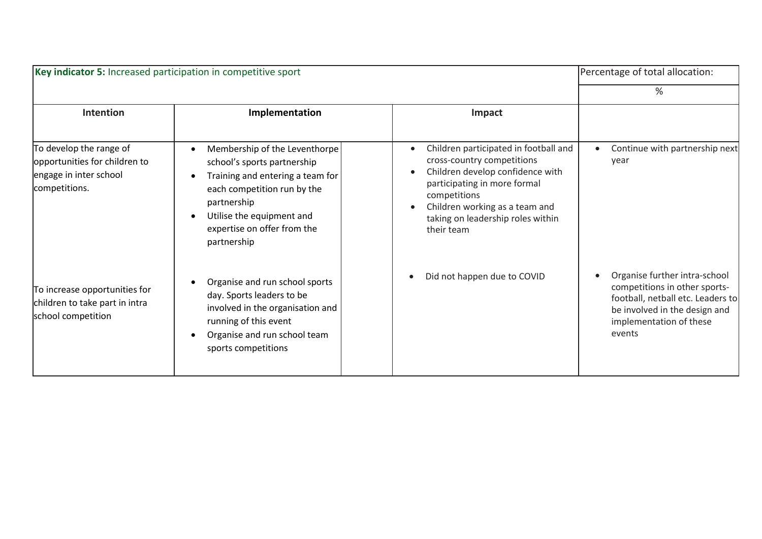| Key indicator 5: Increased participation in competitive sport | | | | Percentage of total allocation: |
|---|---|---|---|---|
| | | | | % |
| **Intention** | **Implementation** | | **Impact** | |
| To develop the range of opportunities for children to engage in inter school competitions. | • Membership of the Leventhorpe school's sports partnership<br>• Training and entering a team for each competition run by the partnership<br>• Utilise the equipment and expertise on offer from the partnership | | • Children participated in football and cross-country competitions<br>• Children develop confidence with participating in more formal competitions<br>• Children working as a team and taking on leadership roles within their team | • Continue with partnership next year |
| To increase opportunities for children to take part in intra school competition | • Organise and run school sports day. Sports leaders to be involved in the organisation and running of this event<br>• Organise and run school team sports competitions | | • Did not happen due to COVID | • Organise further intra-school competitions in other sports- football, netball etc. Leaders to be involved in the design and implementation of these events |